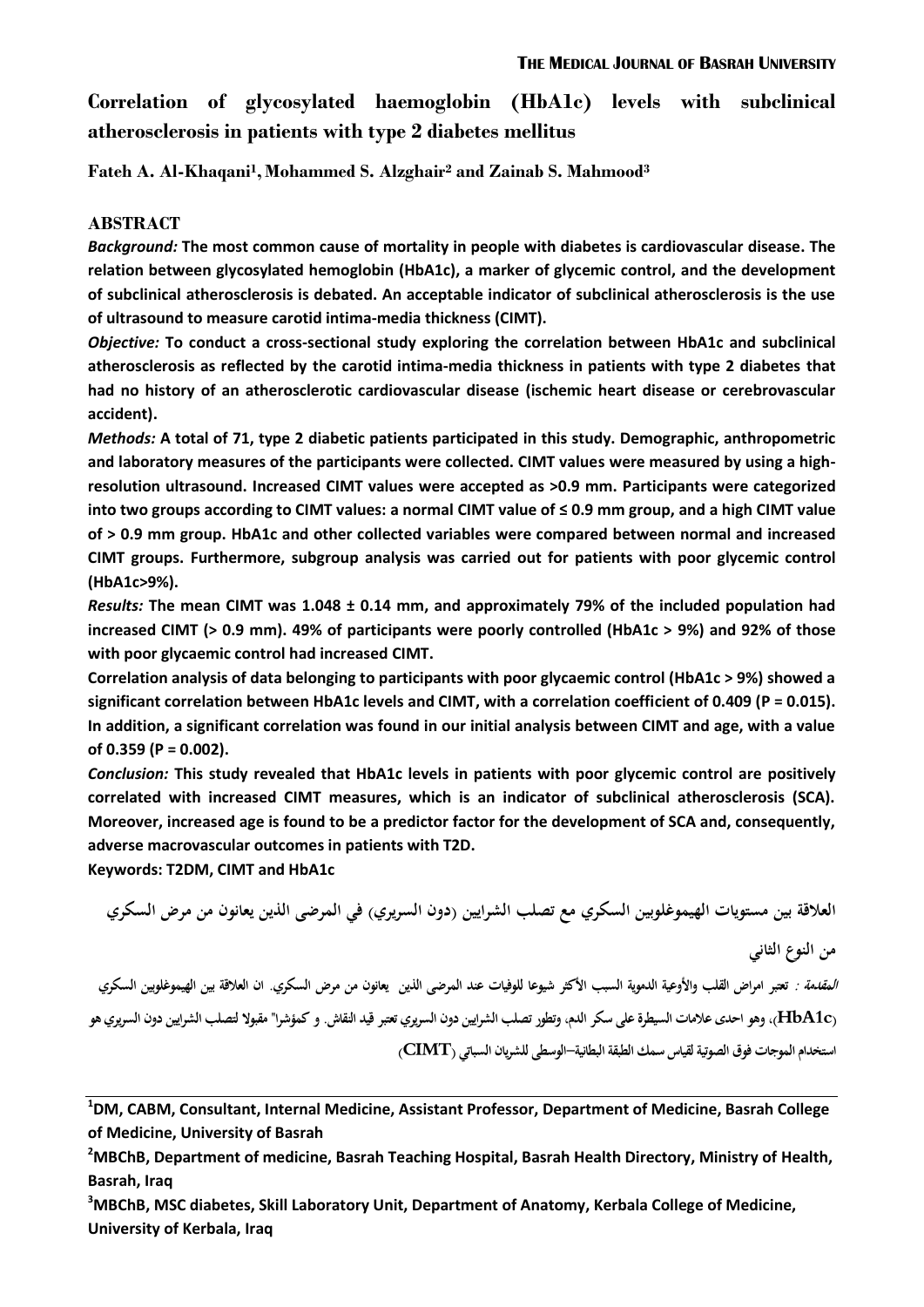# Correlation of glycosylated haemoglobin (HbA1c) levels with subclinical atherosclerosis in patients with type 2 diabetes mellitus

**Fateh A. Al-Khaqani[1], Mohammed S. Alzghair[2] and Zainab S. Mahmood[3]**

## ABSTRACT

***Background:*** **The most common cause of mortality in people with diabetes is cardiovascular disease. The relation between glycosylated hemoglobin (HbA1c), a marker of glycemic control, and the development of subclinical atherosclerosis is debated. An acceptable indicator of subclinical atherosclerosis is the use of ultrasound to measure carotid intima-media thickness (CIMT).**

***Objective:*** **To conduct a cross-sectional study exploring the correlation between HbA1c and subclinical atherosclerosis as reflected by the carotid intima-media thickness in patients with type 2 diabetes that had no history of an atherosclerotic cardiovascular disease (ischemic heart disease or cerebrovascular accident).**

***Methods:*** **A total of 71, type 2 diabetic patients participated in this study. Demographic, anthropometric and laboratory measures of the participants were collected. CIMT values were measured by using a high-resolution ultrasound. Increased CIMT values were accepted as >0.9 mm. Participants were categorized into two groups according to CIMT values: a normal CIMT value of ≤ 0.9 mm group, and a high CIMT value of > 0.9 mm group. HbA1c and other collected variables were compared between normal and increased CIMT groups. Furthermore, subgroup analysis was carried out for patients with poor glycemic control (HbA1c>9%).**

***Results:*** **The mean CIMT was 1.048 ± 0.14 mm, and approximately 79% of the included population had increased CIMT (> 0.9 mm). 49% of participants were poorly controlled (HbA1c > 9%) and 92% of those with poor glycaemic control had increased CIMT.**

**Correlation analysis of data belonging to participants with poor glycaemic control (HbA1c > 9%) showed a significant correlation between HbA1c levels and CIMT, with a correlation coefficient of 0.409 (P = 0.015). In addition, a significant correlation was found in our initial analysis between CIMT and age, with a value of 0.359 (P = 0.002).**

***Conclusion:*** **This study revealed that HbA1c levels in patients with poor glycemic control are positively correlated with increased CIMT measures, which is an indicator of subclinical atherosclerosis (SCA). Moreover, increased age is found to be a predictor factor for the development of SCA and, consequently, adverse macrovascular outcomes in patients with T2D.**

**Keywords: T2DM, CIMT and HbA1c**

**العلاقة بين مستويات الهيموغلوبين السكري مع تصلب الشرايين (دون السريري) في المرضى الذين يعانون من مرض السكري من النوع الثاني**

*المقدمة :* تعتبر امراض القلب والأوعية الدموية السبب الأكثر شيوعا للوفيات عند المرضى الذين يعانون من مرض السكري. ان العلاقة بين الهيموغلوبين السكري (HbA1c)، وهو احدى علامات السيطرة على سكر الدم، وتطور تصلب الشرايين دون السريري تعتبر قيد النقاش. و كمؤشرا" مقبولا لتصلب الشرايين دون السريري هو استخدام الموجات فوق الصوتية لقياس سمك الطبقة البطانية–الوسطى للشريان السباتي (CIMT)

---

[1]DM, CABM, Consultant, Internal Medicine, Assistant Professor, Department of Medicine, Basrah College of Medicine, University of Basrah

[2]MBChB, Department of medicine, Basrah Teaching Hospital, Basrah Health Directory, Ministry of Health, Basrah, Iraq

[3]MBChB, MSC diabetes, Skill Laboratory Unit, Department of Anatomy, Kerbala College of Medicine, University of Kerbala, Iraq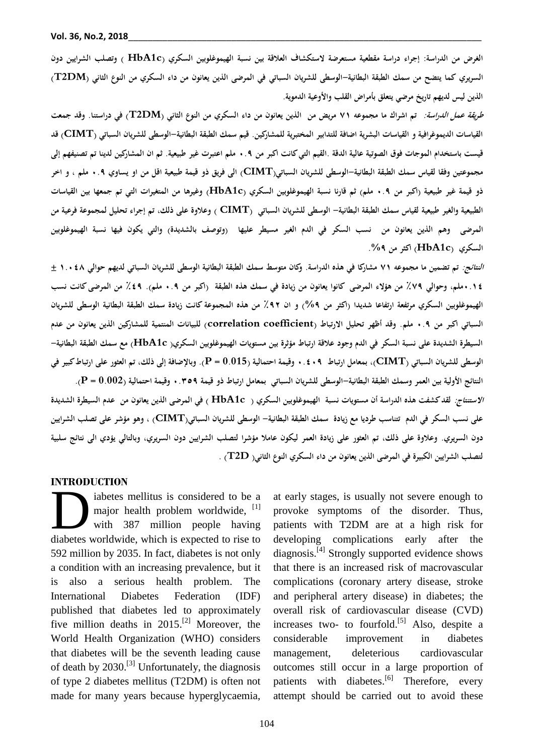**الغرض من الدراسة:** إجراء دراسة مقطعية مستعرضة لاستكشاف العلاقة بين نسبة الهيموغلوبين السكري (**HbA1c** ) وتصلب الشرايين دون السريري كما يتضح من سمك الطبقة البطانية–الوسطى للشريان السباتي في المرضى الذين يعانون من داء السكري من النوع الثاني (**T2DM**) الذين ليس لديهم تاريخ مرضي يتعلق بأمراض القلب والأوعية الدموية.

***طريقة عمل الدراسة:*** تم اشراك ما مجموعه ٧١ مريض من الذين يعانون من داء السكري من النوع الثاني (**T2DM**) في دراستنا. وقد جمعت القياسات الديموغرافية و القياسات البشرية اضافة للتدابير المختبرية للمشاركين. قيم سمك الطبقة البطانية–الوسطى للشريان السباتي (**CIMT**) قد قيست باستخدام الموجات فوق الصوتية عالية الدقة .القيم التي كانت اكبر من ٠.٩ ملم اعتبرت غير طبيعية. ثم ان المشاركين لدينا تم تصنيفهم إلى مجموعتين وفقا لقياس سمك الطبقة البطانية–الوسطى للشريان السباتي(**CIMT**) الى فريق ذو قيمة طبيعية اقل من او يساوي ٠.٩ ملم ، و اخر ذو قيمة غير طبيعية (اكبر من ٠.٩ ملم) ثم قارنا نسبة الهيموغلوبين السكري (**HbA1c**) وغيرها من المتغيرات التي تم جمعها بين القياسات الطبيعية والغير طبيعية لقياس سمك الطبقة البطانية– الوسطى للشريان السباتي (**CIMT** ) وعلاوة على ذلك، تم إجراء تحليل لمجموعة فرعية من المرضى وهم الذين يعانون من نسب السكر في الدم الغير مسيطر عليها (وتوصف بالشديدة) والتي يكون فيها نسبة الهيموغلوبين السكري (**HbA1c**) اكثر من **٩%**.

***النتائج:*** تم تضمين ما مجموعه ٧١ مشاركا في هذه الدراسة. وكان متوسط سمك الطبقة البطانية الوسطى للشريان السباتي لديهم حوالي ١.٠٤٨ ± ٠.١٤ملم، وحوالي ٧٩٪ من هؤلاء المرضى كانوا يعانون من زيادة في سمك هذه الطبقة (اكبر من ٠.٩ ملم). ٤٩٪ من المرضى كانت نسب الهيموغلوبين السكري مرتفعة ارتفاعا شديدا (اكثر من ٩%) و ان ٩٢٪ من هذه المجموعة كانت زيادة سمك الطبقة البطانية الوسطى للشريان السباتي اكبر من ٠.٩ ملم. وقد أظهر تحليل الارتباط (**correlation coefficient**) للبيانات المنتمية للمشاركين الذين يعانون من عدم السيطرة الشديدة على نسبة السكر في الدم وجود علاقة ارتباط مؤثرة بين مستويات الهيموغلوبين السكري(**HbA1c**) مع سمك الطبقة البطانية– الوسطى للشريان السباتي (**CIMT**)، بمعامل ارتباط ٠.٤٠٩ وقيمة احتمالية (**P = 0.015**). وبالإضافة إلى ذلك، تم العثور على ارتباط كبير في النتائج الأولية بين العمر وسمك الطبقة البطانية–الوسطى للشريان السباتي بمعامل ارتباط ذو قيمة ٠.٣٥٩ وقيمة احتمالية (**P = 0.002**).

***الاستنتاج:*** لقد كشفت هذه الدراسة أن مستويات نسبة الهيموغلوبين السكري ( **HbA1c** ) في المرضى الذين يعانون من عدم السيطرة الشديدة على نسب السكر في الدم تتناسب طرديا مع زيادة سمك الطبقة البطانية– الوسطى للشريان السباتي(**CIMT**) ، وهو مؤشر على تصلب الشرايين دون السريري. وعلاوة على ذلك، تم العثور على زيادة العمر ليكون عاملا مؤشرا لتصلب الشرايين دون السريري، وبالتالي يؤدي الى نتائج سلبية لتصلب الشرايين الكبيرة في المرضى الذين يعانون من داء السكري النوع الثاني( **T2D**) .

## INTRODUCTION

Diabetes mellitus is considered to be a major health problem worldwide, [1] with 387 million people having diabetes worldwide, which is expected to rise to 592 million by 2035. In fact, diabetes is not only a condition with an increasing prevalence, but it is also a serious health problem. The International Diabetes Federation (IDF) published that diabetes led to approximately five million deaths in 2015.[2] Moreover, the World Health Organization (WHO) considers that diabetes will be the seventh leading cause of death by 2030.[3] Unfortunately, the diagnosis of type 2 diabetes mellitus (T2DM) is often not made for many years because hyperglycaemia, at early stages, is usually not severe enough to provoke symptoms of the disorder. Thus, patients with T2DM are at a high risk for developing complications early after the diagnosis.[4] Strongly supported evidence shows that there is an increased risk of macrovascular complications (coronary artery disease, stroke and peripheral artery disease) in diabetes; the overall risk of cardiovascular disease (CVD) increases two- to fourfold.[5] Also, despite a considerable improvement in diabetes management, deleterious cardiovascular outcomes still occur in a large proportion of patients with diabetes.[6] Therefore, every attempt should be carried out to avoid these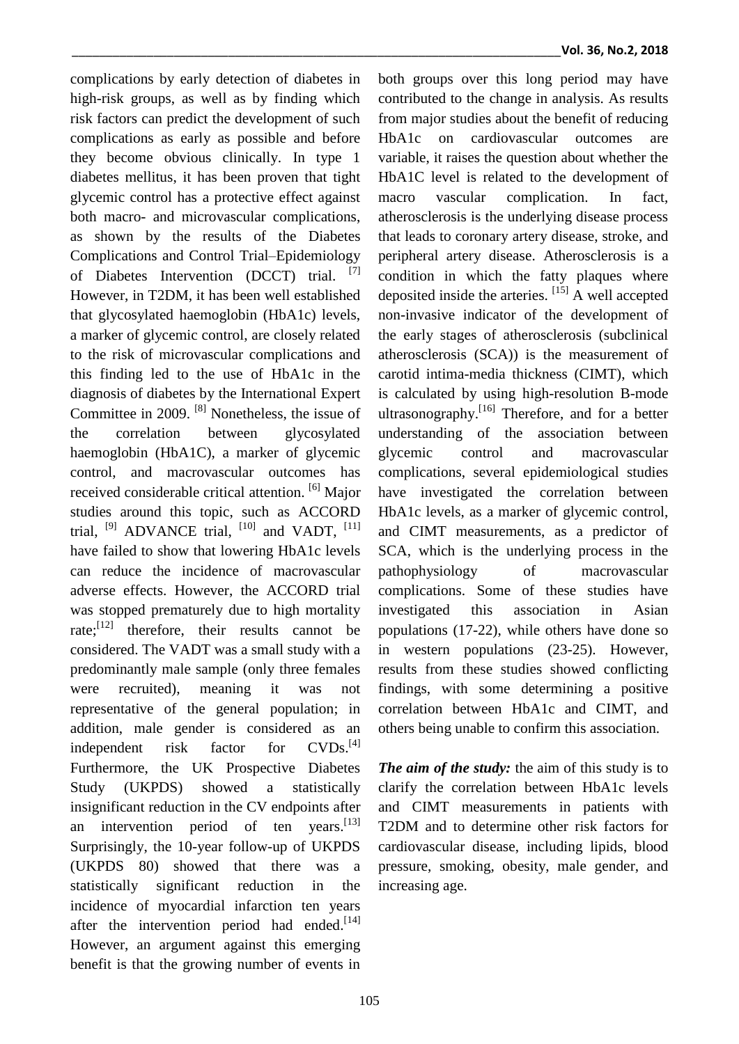complications by early detection of diabetes in high-risk groups, as well as by finding which risk factors can predict the development of such complications as early as possible and before they become obvious clinically. In type 1 diabetes mellitus, it has been proven that tight glycemic control has a protective effect against both macro- and microvascular complications, as shown by the results of the Diabetes Complications and Control Trial–Epidemiology of Diabetes Intervention (DCCT) trial. [7] However, in T2DM, it has been well established that glycosylated haemoglobin (HbA1c) levels, a marker of glycemic control, are closely related to the risk of microvascular complications and this finding led to the use of HbA1c in the diagnosis of diabetes by the International Expert Committee in 2009. [8] Nonetheless, the issue of the correlation between glycosylated haemoglobin (HbA1C), a marker of glycemic control, and macrovascular outcomes has received considerable critical attention. [6] Major studies around this topic, such as ACCORD trial, [9] ADVANCE trial, [10] and VADT, [11] have failed to show that lowering HbA1c levels can reduce the incidence of macrovascular adverse effects. However, the ACCORD trial was stopped prematurely due to high mortality rate;[12] therefore, their results cannot be considered. The VADT was a small study with a predominantly male sample (only three females were recruited), meaning it was not representative of the general population; in addition, male gender is considered as an independent risk factor for CVDs.[4] Furthermore, the UK Prospective Diabetes Study (UKPDS) showed a statistically insignificant reduction in the CV endpoints after an intervention period of ten years.[13] Surprisingly, the 10-year follow-up of UKPDS (UKPDS 80) showed that there was a statistically significant reduction in the incidence of myocardial infarction ten years after the intervention period had ended.[14] However, an argument against this emerging benefit is that the growing number of events in both groups over this long period may have contributed to the change in analysis. As results from major studies about the benefit of reducing HbA1c on cardiovascular outcomes are variable, it raises the question about whether the HbA1C level is related to the development of macro vascular complication. In fact, atherosclerosis is the underlying disease process that leads to coronary artery disease, stroke, and peripheral artery disease. Atherosclerosis is a condition in which the fatty plaques where deposited inside the arteries. [15] A well accepted non-invasive indicator of the development of the early stages of atherosclerosis (subclinical atherosclerosis (SCA)) is the measurement of carotid intima-media thickness (CIMT), which is calculated by using high-resolution B-mode ultrasonography.[16] Therefore, and for a better understanding of the association between glycemic control and macrovascular complications, several epidemiological studies have investigated the correlation between HbA1c levels, as a marker of glycemic control, and CIMT measurements, as a predictor of SCA, which is the underlying process in the pathophysiology of macrovascular complications. Some of these studies have investigated this association in Asian populations (17-22), while others have done so in western populations (23-25). However, results from these studies showed conflicting findings, with some determining a positive correlation between HbA1c and CIMT, and others being unable to confirm this association.

***The aim of the study:*** the aim of this study is to clarify the correlation between HbA1c levels and CIMT measurements in patients with T2DM and to determine other risk factors for cardiovascular disease, including lipids, blood pressure, smoking, obesity, male gender, and increasing age.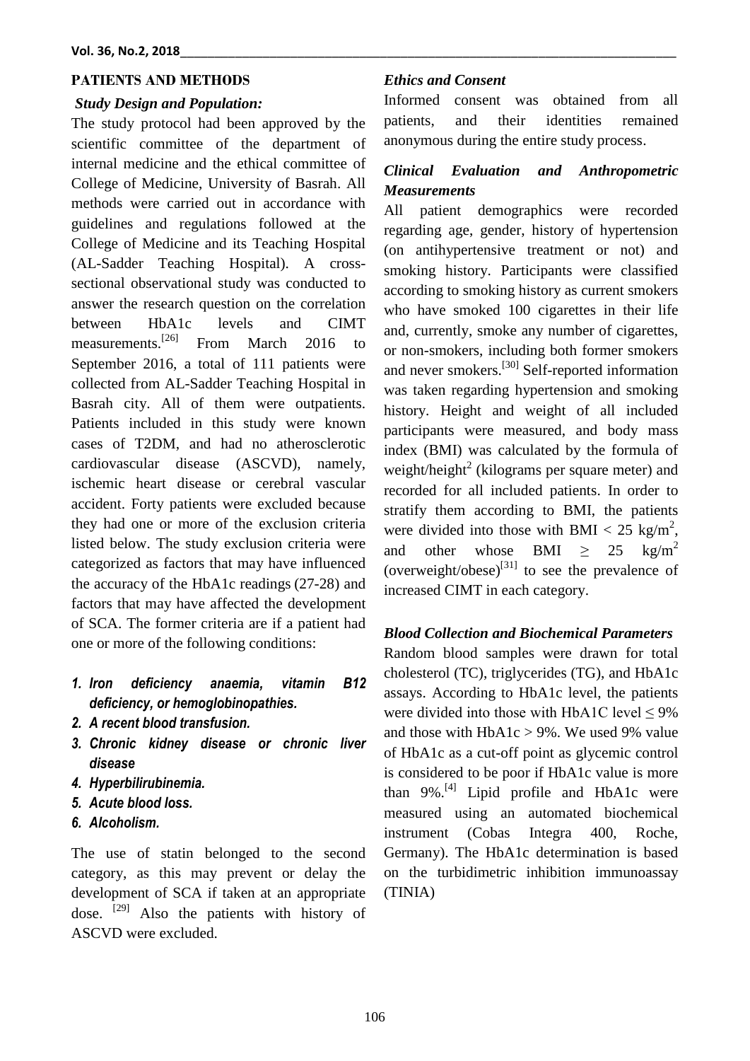## PATIENTS AND METHODS

### *Study Design and Population:*

The study protocol had been approved by the scientific committee of the department of internal medicine and the ethical committee of College of Medicine, University of Basrah. All methods were carried out in accordance with guidelines and regulations followed at the College of Medicine and its Teaching Hospital (AL-Sadder Teaching Hospital). A cross-sectional observational study was conducted to answer the research question on the correlation between HbA1c levels and CIMT measurements.[26] From March 2016 to September 2016, a total of 111 patients were collected from AL-Sadder Teaching Hospital in Basrah city. All of them were outpatients. Patients included in this study were known cases of T2DM, and had no atherosclerotic cardiovascular disease (ASCVD), namely, ischemic heart disease or cerebral vascular accident. Forty patients were excluded because they had one or more of the exclusion criteria listed below. The study exclusion criteria were categorized as factors that may have influenced the accuracy of the HbA1c readings (27-28) and factors that may have affected the development of SCA. The former criteria are if a patient had one or more of the following conditions:

1. ***Iron deficiency anaemia, vitamin B12 deficiency, or hemoglobinopathies.***
2. ***A recent blood transfusion.***
3. ***Chronic kidney disease or chronic liver disease***
4. ***Hyperbilirubinemia.***
5. ***Acute blood loss.***
6. ***Alcoholism.***

The use of statin belonged to the second category, as this may prevent or delay the development of SCA if taken at an appropriate dose. [29] Also the patients with history of ASCVD were excluded.

### *Ethics and Consent*

Informed consent was obtained from all patients, and their identities remained anonymous during the entire study process.

### *Clinical Evaluation and Anthropometric Measurements*

All patient demographics were recorded regarding age, gender, history of hypertension (on antihypertensive treatment or not) and smoking history. Participants were classified according to smoking history as current smokers who have smoked 100 cigarettes in their life and, currently, smoke any number of cigarettes, or non-smokers, including both former smokers and never smokers.[30] Self-reported information was taken regarding hypertension and smoking history. Height and weight of all included participants were measured, and body mass index (BMI) was calculated by the formula of weight/height$^2$ (kilograms per square meter) and recorded for all included patients. In order to stratify them according to BMI, the patients were divided into those with BMI $< 25$ kg/m$^2$, and other whose BMI $\geq 25$ kg/m$^2$ (overweight/obese)[31] to see the prevalence of increased CIMT in each category.

### *Blood Collection and Biochemical Parameters*

Random blood samples were drawn for total cholesterol (TC), triglycerides (TG), and HbA1c assays. According to HbA1c level, the patients were divided into those with HbA1C level $\leq 9\%$ and those with HbA1c $> 9\%$. We used 9% value of HbA1c as a cut-off point as glycemic control is considered to be poor if HbA1c value is more than 9%.[4] Lipid profile and HbA1c were measured using an automated biochemical instrument (Cobas Integra 400, Roche, Germany). The HbA1c determination is based on the turbidimetric inhibition immunoassay (TINIA)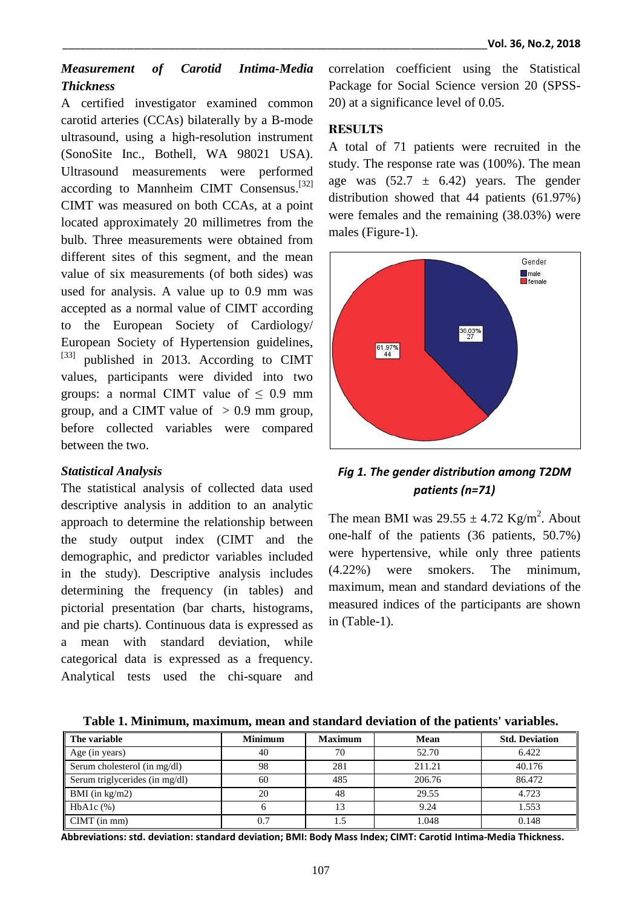### *Measurement of Carotid Intima-Media Thickness*

A certified investigator examined common carotid arteries (CCAs) bilaterally by a B-mode ultrasound, using a high-resolution instrument (SonoSite Inc., Bothell, WA 98021 USA). Ultrasound measurements were performed according to Mannheim CIMT Consensus.[32] CIMT was measured on both CCAs, at a point located approximately 20 millimetres from the bulb. Three measurements were obtained from different sites of this segment, and the mean value of six measurements (of both sides) was used for analysis. A value up to 0.9 mm was accepted as a normal value of CIMT according to the European Society of Cardiology/ European Society of Hypertension guidelines,[33] published in 2013. According to CIMT values, participants were divided into two groups: a normal CIMT value of $\leq$ 0.9 mm group, and a CIMT value of $>$ 0.9 mm group, before collected variables were compared between the two.

### *Statistical Analysis*

The statistical analysis of collected data used descriptive analysis in addition to an analytic approach to determine the relationship between the study output index (CIMT and the demographic, and predictor variables included in the study). Descriptive analysis includes determining the frequency (in tables) and pictorial presentation (bar charts, histograms, and pie charts). Continuous data is expressed as a mean with standard deviation, while categorical data is expressed as a frequency. Analytical tests used the chi-square and correlation coefficient using the Statistical Package for Social Science version 20 (SPSS-20) at a significance level of 0.05.

## RESULTS

A total of 71 patients were recruited in the study. The response rate was (100%). The mean age was (52.7 ± 6.42) years. The gender distribution showed that 44 patients (61.97%) were females and the remaining (38.03%) were males (Figure-1).

***Fig 1. The gender distribution among T2DM patients (n=71)***

The mean BMI was 29.55 ± 4.72 Kg/m$^2$. About one-half of the patients (36 patients, 50.7%) were hypertensive, while only three patients (4.22%) were smokers. The minimum, maximum, mean and standard deviations of the measured indices of the participants are shown in (Table-1).

**Table 1. Minimum, maximum, mean and standard deviation of the patients' variables.**

| The variable | Minimum | Maximum | Mean | Std. Deviation |
|---|---|---|---|---|
| Age (in years) | 40 | 70 | 52.70 | 6.422 |
| Serum cholesterol (in mg/dl) | 98 | 281 | 211.21 | 40.176 |
| Serum triglycerides (in mg/dl) | 60 | 485 | 206.76 | 86.472 |
| BMI (in kg/m2) | 20 | 48 | 29.55 | 4.723 |
| HbA1c (%) | 6 | 13 | 9.24 | 1.553 |
| CIMT (in mm) | 0.7 | 1.5 | 1.048 | 0.148 |

**Abbreviations: std. deviation: standard deviation; BMI: Body Mass Index; CIMT: Carotid Intima-Media Thickness.**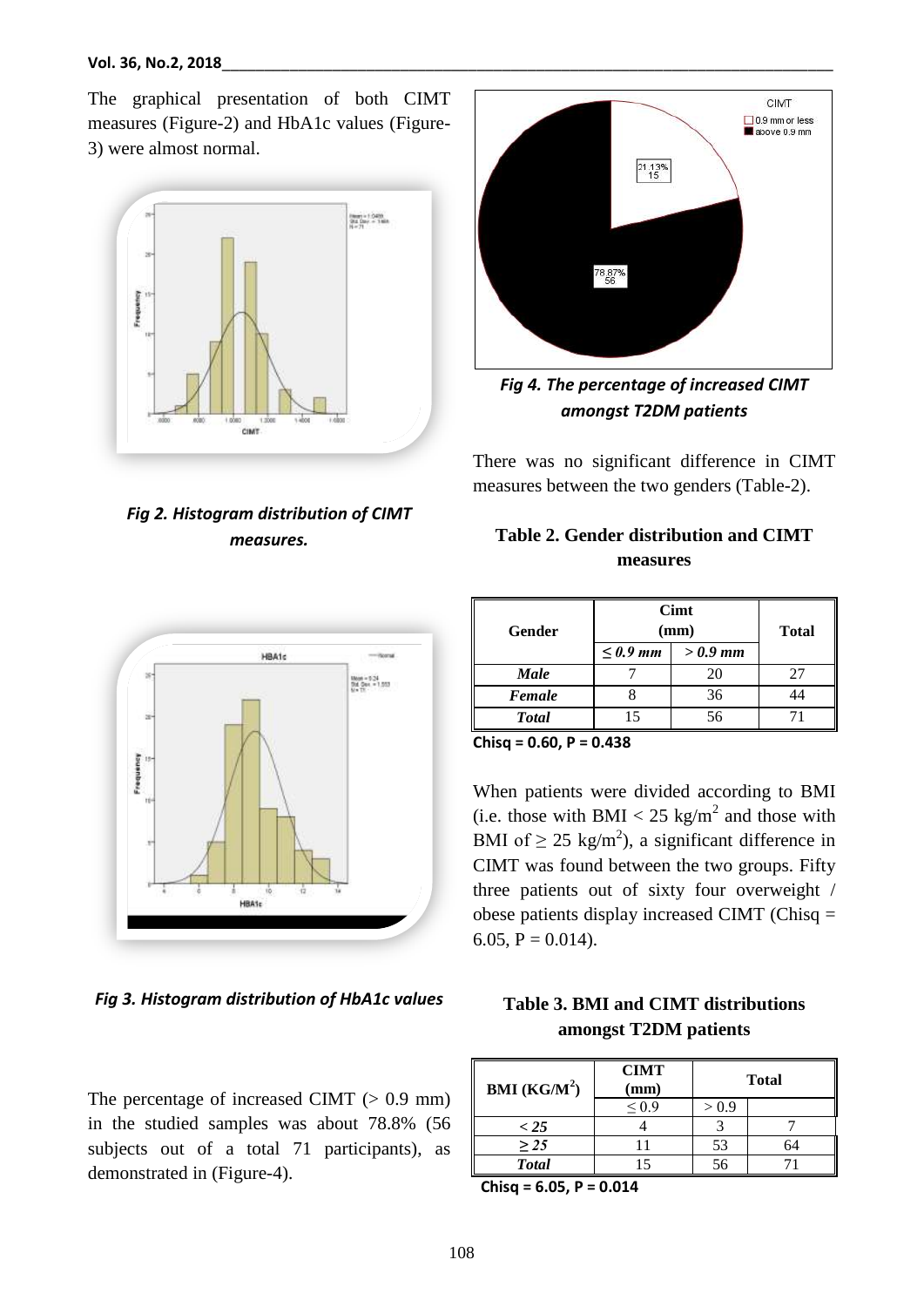The graphical presentation of both CIMT measures (Figure-2) and HbA1c values (Figure-3) were almost normal.

*Fig 2. Histogram distribution of CIMT measures.*

*Fig 3. Histogram distribution of HbA1c values*

The percentage of increased CIMT (> 0.9 mm) in the studied samples was about 78.8% (56 subjects out of a total 71 participants), as demonstrated in (Figure-4).

*Fig 4. The percentage of increased CIMT amongst T2DM patients*

There was no significant difference in CIMT measures between the two genders (Table-2).

**Table 2. Gender distribution and CIMT measures**

| Gender | Cimt (mm) | | Total |
|---|---|---|---|
| | *≤ 0.9 mm* | *> 0.9 mm* | |
| ***Male*** | 7 | 20 | 27 |
| ***Female*** | 8 | 36 | 44 |
| ***Total*** | 15 | 56 | 71 |

**Chisq = 0.60, P = 0.438**

When patients were divided according to BMI (i.e. those with BMI < 25 kg/m$^2$ and those with BMI of ≥ 25 kg/m$^2$), a significant difference in CIMT was found between the two groups. Fifty three patients out of sixty four overweight / obese patients display increased CIMT (Chisq = 6.05, P = 0.014).

**Table 3. BMI and CIMT distributions amongst T2DM patients**

| BMI (KG/M$^2$) | CIMT (mm) | | Total |
|---|---|---|---|
| | ≤ 0.9 | > 0.9 | |
| ***< 25*** | 4 | 3 | 7 |
| ***≥ 25*** | 11 | 53 | 64 |
| ***Total*** | 15 | 56 | 71 |

**Chisq = 6.05, P = 0.014**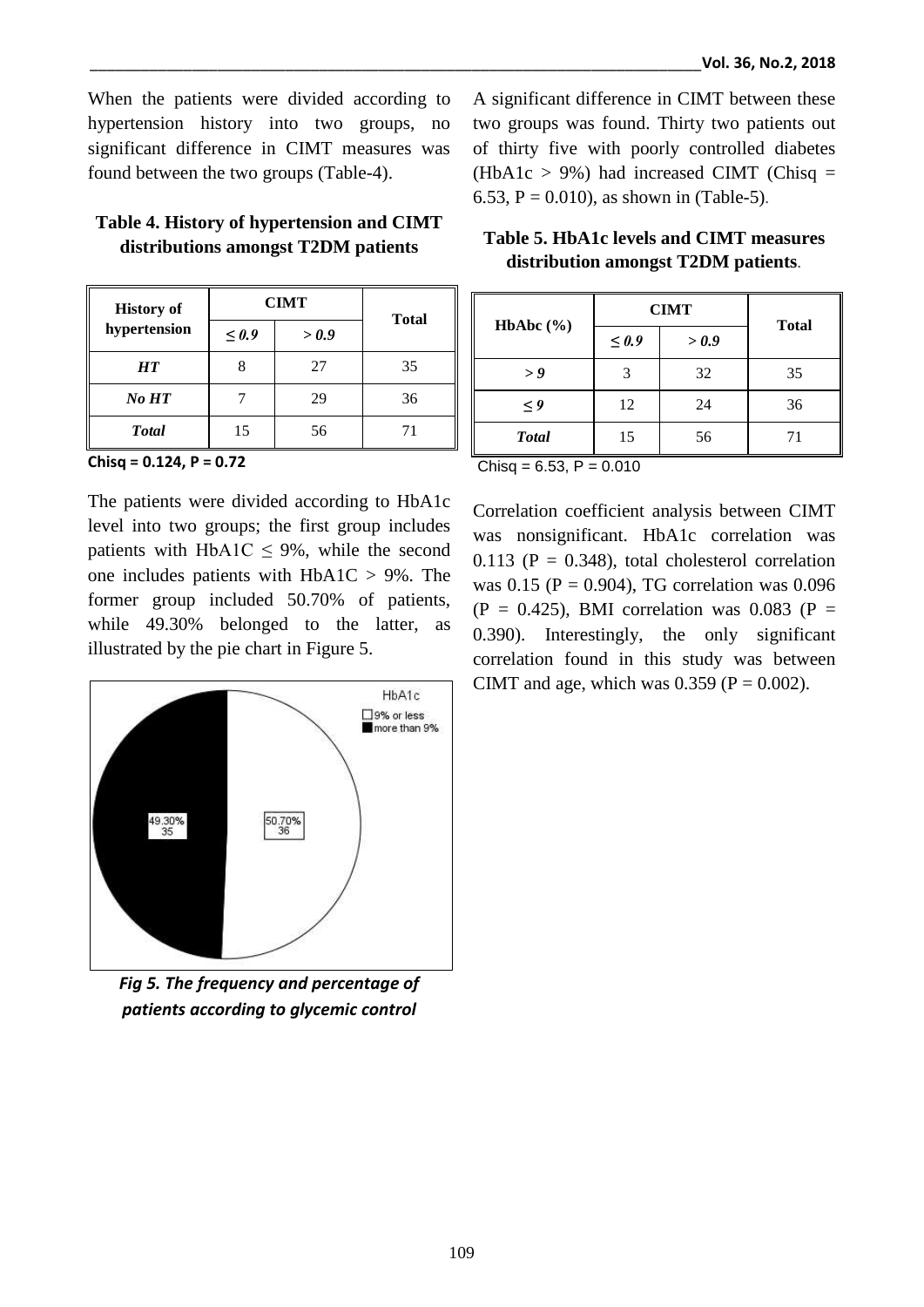When the patients were divided according to hypertension history into two groups, no significant difference in CIMT measures was found between the two groups (Table-4).

**Table 4. History of hypertension and CIMT distributions amongst T2DM patients**

| History of hypertension | CIMT | | Total |
|---|---|---|---|
| | $\leq 0.9$ | $> 0.9$ | |
| ***HT*** | 8 | 27 | 35 |
| ***No HT*** | 7 | 29 | 36 |
| ***Total*** | 15 | 56 | 71 |

**Chisq = 0.124, P = 0.72**

The patients were divided according to HbA1c level into two groups; the first group includes patients with HbA1C $\leq$ 9%, while the second one includes patients with HbA1C > 9%. The former group included 50.70% of patients, while 49.30% belonged to the latter, as illustrated by the pie chart in Figure 5.

***Fig 5. The frequency and percentage of patients according to glycemic control***

A significant difference in CIMT between these two groups was found. Thirty two patients out of thirty five with poorly controlled diabetes (HbA1c > 9%) had increased CIMT (Chisq = 6.53, P = 0.010), as shown in (Table-5).

**Table 5. HbA1c levels and CIMT measures distribution amongst T2DM patients.**

| HbAbc (%) | CIMT | | Total |
|---|---|---|---|
| | $\leq 0.9$ | $> 0.9$ | |
| ***> 9*** | 3 | 32 | 35 |
| ***≤ 9*** | 12 | 24 | 36 |
| ***Total*** | 15 | 56 | 71 |

Chisq = 6.53, P = 0.010

Correlation coefficient analysis between CIMT was nonsignificant. HbA1c correlation was 0.113 (P = 0.348), total cholesterol correlation was 0.15 (P = 0.904), TG correlation was 0.096 (P = 0.425), BMI correlation was 0.083 (P = 0.390). Interestingly, the only significant correlation found in this study was between CIMT and age, which was 0.359 (P = 0.002).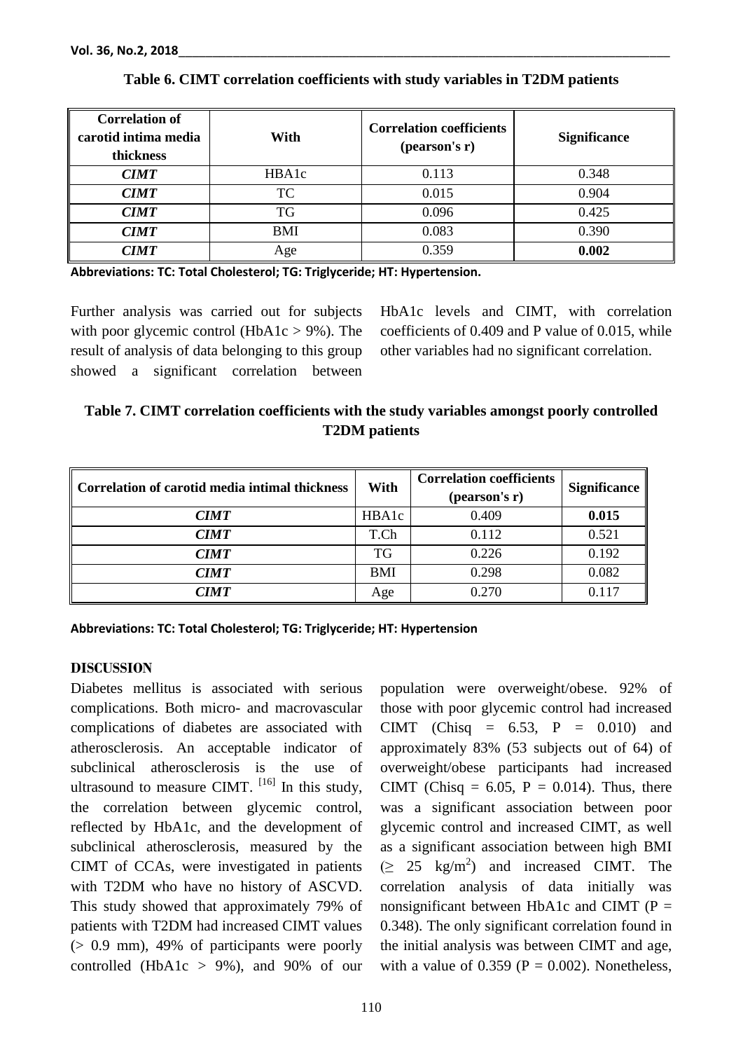**Table 6. CIMT correlation coefficients with study variables in T2DM patients**

| Correlation of carotid intima media thickness | With | Correlation coefficients (pearson's r) | Significance |
|---|---|---|---|
| ***CIMT*** | HBA1c | 0.113 | 0.348 |
| ***CIMT*** | TC | 0.015 | 0.904 |
| ***CIMT*** | TG | 0.096 | 0.425 |
| ***CIMT*** | BMI | 0.083 | 0.390 |
| ***CIMT*** | Age | 0.359 | **0.002** |

**Abbreviations: TC: Total Cholesterol; TG: Triglyceride; HT: Hypertension.**

Further analysis was carried out for subjects with poor glycemic control (HbA1c > 9%). The result of analysis of data belonging to this group showed a significant correlation between HbA1c levels and CIMT, with correlation coefficients of 0.409 and P value of 0.015, while other variables had no significant correlation.

**Table 7. CIMT correlation coefficients with the study variables amongst poorly controlled T2DM patients**

| Correlation of carotid media intimal thickness | With | Correlation coefficients (pearson's r) | Significance |
|---|---|---|---|
| ***CIMT*** | HBA1c | 0.409 | **0.015** |
| ***CIMT*** | T.Ch | 0.112 | 0.521 |
| ***CIMT*** | TG | 0.226 | 0.192 |
| ***CIMT*** | BMI | 0.298 | 0.082 |
| ***CIMT*** | Age | 0.270 | 0.117 |

**Abbreviations: TC: Total Cholesterol; TG: Triglyceride; HT: Hypertension**

## DISCUSSION

Diabetes mellitus is associated with serious complications. Both micro- and macrovascular complications of diabetes are associated with atherosclerosis. An acceptable indicator of subclinical atherosclerosis is the use of ultrasound to measure CIMT. [16] In this study, the correlation between glycemic control, reflected by HbA1c, and the development of subclinical atherosclerosis, measured by the CIMT of CCAs, were investigated in patients with T2DM who have no history of ASCVD. This study showed that approximately 79% of patients with T2DM had increased CIMT values (> 0.9 mm), 49% of participants were poorly controlled (HbA1c > 9%), and 90% of our population were overweight/obese. 92% of those with poor glycemic control had increased CIMT (Chisq = 6.53, P = 0.010) and approximately 83% (53 subjects out of 64) of overweight/obese participants had increased CIMT (Chisq = 6.05, P = 0.014). Thus, there was a significant association between poor glycemic control and increased CIMT, as well as a significant association between high BMI ($\geq$ 25 kg/m$^2$) and increased CIMT. The correlation analysis of data initially was nonsignificant between HbA1c and CIMT (P = 0.348). The only significant correlation found in the initial analysis was between CIMT and age, with a value of 0.359 (P = 0.002). Nonetheless,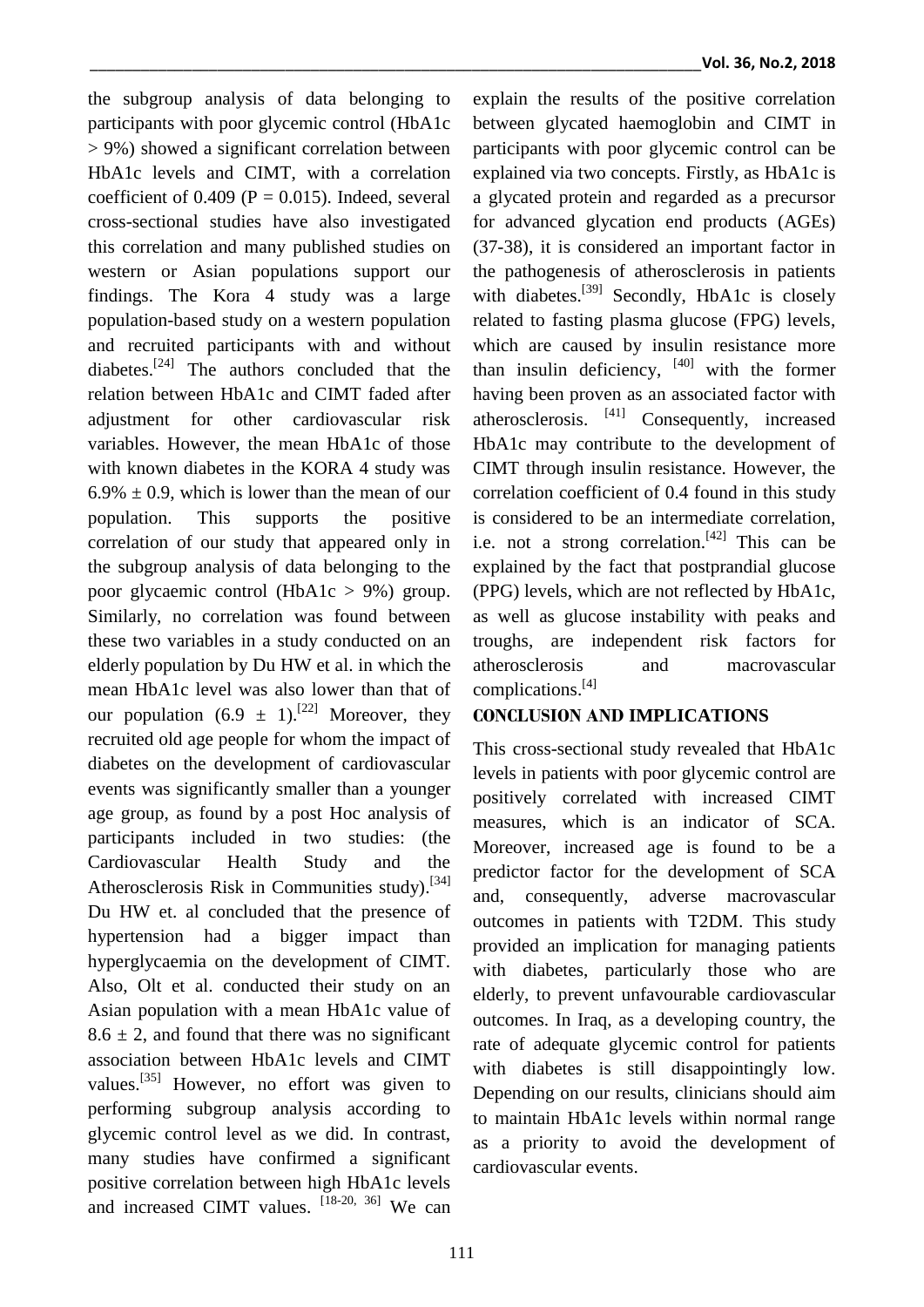the subgroup analysis of data belonging to participants with poor glycemic control (HbA1c > 9%) showed a significant correlation between HbA1c levels and CIMT, with a correlation coefficient of 0.409 ($P = 0.015$). Indeed, several cross-sectional studies have also investigated this correlation and many published studies on western or Asian populations support our findings. The Kora 4 study was a large population-based study on a western population and recruited participants with and without diabetes.[24] The authors concluded that the relation between HbA1c and CIMT faded after adjustment for other cardiovascular risk variables. However, the mean HbA1c of those with known diabetes in the KORA 4 study was 6.9% ± 0.9, which is lower than the mean of our population. This supports the positive correlation of our study that appeared only in the subgroup analysis of data belonging to the poor glycaemic control (HbA1c > 9%) group. Similarly, no correlation was found between these two variables in a study conducted on an elderly population by Du HW et al. in which the mean HbA1c level was also lower than that of our population (6.9 ± 1).[22] Moreover, they recruited old age people for whom the impact of diabetes on the development of cardiovascular events was significantly smaller than a younger age group, as found by a post Hoc analysis of participants included in two studies: (the Cardiovascular Health Study and the Atherosclerosis Risk in Communities study).[34] Du HW et. al concluded that the presence of hypertension had a bigger impact than hyperglycaemia on the development of CIMT. Also, Olt et al. conducted their study on an Asian population with a mean HbA1c value of 8.6 ± 2, and found that there was no significant association between HbA1c levels and CIMT values.[35] However, no effort was given to performing subgroup analysis according to glycemic control level as we did. In contrast, many studies have confirmed a significant positive correlation between high HbA1c levels and increased CIMT values. [18-20, 36] We can explain the results of the positive correlation between glycated haemoglobin and CIMT in participants with poor glycemic control can be explained via two concepts. Firstly, as HbA1c is a glycated protein and regarded as a precursor for advanced glycation end products (AGEs) (37-38), it is considered an important factor in the pathogenesis of atherosclerosis in patients with diabetes.[39] Secondly, HbA1c is closely related to fasting plasma glucose (FPG) levels, which are caused by insulin resistance more than insulin deficiency, [40] with the former having been proven as an associated factor with atherosclerosis. [41] Consequently, increased HbA1c may contribute to the development of CIMT through insulin resistance. However, the correlation coefficient of 0.4 found in this study is considered to be an intermediate correlation, i.e. not a strong correlation.[42] This can be explained by the fact that postprandial glucose (PPG) levels, which are not reflected by HbA1c, as well as glucose instability with peaks and troughs, are independent risk factors for atherosclerosis and macrovascular complications.[4]

## CONCLUSION AND IMPLICATIONS

This cross-sectional study revealed that HbA1c levels in patients with poor glycemic control are positively correlated with increased CIMT measures, which is an indicator of SCA. Moreover, increased age is found to be a predictor factor for the development of SCA and, consequently, adverse macrovascular outcomes in patients with T2DM. This study provided an implication for managing patients with diabetes, particularly those who are elderly, to prevent unfavourable cardiovascular outcomes. In Iraq, as a developing country, the rate of adequate glycemic control for patients with diabetes is still disappointingly low. Depending on our results, clinicians should aim to maintain HbA1c levels within normal range as a priority to avoid the development of cardiovascular events.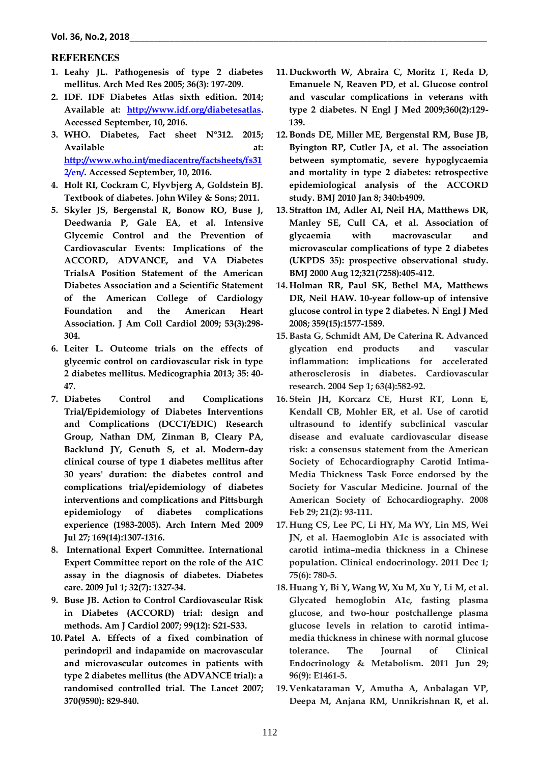## REFERENCES

1. Leahy JL. Pathogenesis of type 2 diabetes mellitus. Arch Med Res 2005; 36(3): 197-209.
2. IDF. IDF Diabetes Atlas sixth edition. 2014; Available at: http://www.idf.org/diabetesatlas. Accessed September, 10, 2016.
3. WHO. Diabetes, Fact sheet N°312. 2015; Available at: http://www.who.int/mediacentre/factsheets/fs312/en/. Accessed September, 10, 2016.
4. Holt RI, Cockram C, Flyvbjerg A, Goldstein BJ. Textbook of diabetes. John Wiley & Sons; 2011.
5. Skyler JS, Bergenstal R, Bonow RO, Buse J, Deedwania P, Gale EA, et al. Intensive Glycemic Control and the Prevention of Cardiovascular Events: Implications of the ACCORD, ADVANCE, and VA Diabetes TrialsA Position Statement of the American Diabetes Association and a Scientific Statement of the American College of Cardiology Foundation and the American Heart Association. J Am Coll Cardiol 2009; 53(3):298-304.
6. Leiter L. Outcome trials on the effects of glycemic control on cardiovascular risk in type 2 diabetes mellitus. Medicographia 2013; 35: 40-47.
7. Diabetes Control and Complications Trial/Epidemiology of Diabetes Interventions and Complications (DCCT/EDIC) Research Group, Nathan DM, Zinman B, Cleary PA, Backlund JY, Genuth S, et al. Modern-day clinical course of type 1 diabetes mellitus after 30 years' duration: the diabetes control and complications trial/epidemiology of diabetes interventions and complications and Pittsburgh epidemiology of diabetes complications experience (1983-2005). Arch Intern Med 2009 Jul 27; 169(14):1307-1316.
8. International Expert Committee. International Expert Committee report on the role of the A1C assay in the diagnosis of diabetes. Diabetes care. 2009 Jul 1; 32(7): 1327-34.
9. Buse JB. Action to Control Cardiovascular Risk in Diabetes (ACCORD) trial: design and methods. Am J Cardiol 2007; 99(12): S21-S33.
10. Patel A. Effects of a fixed combination of perindopril and indapamide on macrovascular and microvascular outcomes in patients with type 2 diabetes mellitus (the ADVANCE trial): a randomised controlled trial. The Lancet 2007; 370(9590): 829-840.
11. Duckworth W, Abraira C, Moritz T, Reda D, Emanuele N, Reaven PD, et al. Glucose control and vascular complications in veterans with type 2 diabetes. N Engl J Med 2009;360(2):129-139.
12. Bonds DE, Miller ME, Bergenstal RM, Buse JB, Byington RP, Cutler JA, et al. The association between symptomatic, severe hypoglycaemia and mortality in type 2 diabetes: retrospective epidemiological analysis of the ACCORD study. BMJ 2010 Jan 8; 340:b4909.
13. Stratton IM, Adler AI, Neil HA, Matthews DR, Manley SE, Cull CA, et al. Association of glycaemia with macrovascular and microvascular complications of type 2 diabetes (UKPDS 35): prospective observational study. BMJ 2000 Aug 12;321(7258):405-412.
14. Holman RR, Paul SK, Bethel MA, Matthews DR, Neil HAW. 10-year follow-up of intensive glucose control in type 2 diabetes. N Engl J Med 2008; 359(15):1577-1589.
15. Basta G, Schmidt AM, De Caterina R. Advanced glycation end products and vascular inflammation: implications for accelerated atherosclerosis in diabetes. Cardiovascular research. 2004 Sep 1; 63(4):582-92.
16. Stein JH, Korcarz CE, Hurst RT, Lonn E, Kendall CB, Mohler ER, et al. Use of carotid ultrasound to identify subclinical vascular disease and evaluate cardiovascular disease risk: a consensus statement from the American Society of Echocardiography Carotid Intima-Media Thickness Task Force endorsed by the Society for Vascular Medicine. Journal of the American Society of Echocardiography. 2008 Feb 29; 21(2): 93-111.
17. Hung CS, Lee PC, Li HY, Ma WY, Lin MS, Wei JN, et al. Haemoglobin A1c is associated with carotid intima–media thickness in a Chinese population. Clinical endocrinology. 2011 Dec 1; 75(6): 780-5.
18. Huang Y, Bi Y, Wang W, Xu M, Xu Y, Li M, et al. Glycated hemoglobin A1c, fasting plasma glucose, and two-hour postchallenge plasma glucose levels in relation to carotid intima-media thickness in chinese with normal glucose tolerance. The Journal of Clinical Endocrinology & Metabolism. 2011 Jun 29; 96(9): E1461-5.
19. Venkataraman V, Amutha A, Anbalagan VP, Deepa M, Anjana RM, Unnikrishnan R, et al.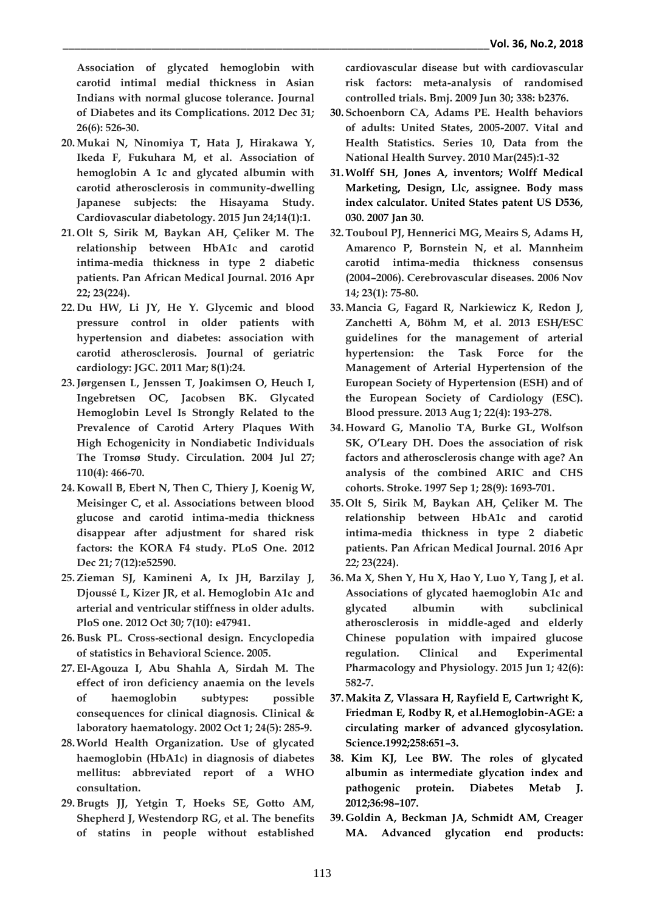Association of glycated hemoglobin with carotid intimal medial thickness in Asian Indians with normal glucose tolerance. Journal of Diabetes and its Complications. 2012 Dec 31; 26(6): 526-30.

20. Mukai N, Ninomiya T, Hata J, Hirakawa Y, Ikeda F, Fukuhara M, et al. Association of hemoglobin A 1c and glycated albumin with carotid atherosclerosis in community-dwelling Japanese subjects: the Hisayama Study. Cardiovascular diabetology. 2015 Jun 24;14(1):1.
21. Olt S, Sirik M, Baykan AH, Çeliker M. The relationship between HbA1c and carotid intima-media thickness in type 2 diabetic patients. Pan African Medical Journal. 2016 Apr 22; 23(224).
22. Du HW, Li JY, He Y. Glycemic and blood pressure control in older patients with hypertension and diabetes: association with carotid atherosclerosis. Journal of geriatric cardiology: JGC. 2011 Mar; 8(1):24.
23. Jørgensen L, Jenssen T, Joakimsen O, Heuch I, Ingebretsen OC, Jacobsen BK. Glycated Hemoglobin Level Is Strongly Related to the Prevalence of Carotid Artery Plaques With High Echogenicity in Nondiabetic Individuals The Tromsø Study. Circulation. 2004 Jul 27; 110(4): 466-70.
24. Kowall B, Ebert N, Then C, Thiery J, Koenig W, Meisinger C, et al. Associations between blood glucose and carotid intima-media thickness disappear after adjustment for shared risk factors: the KORA F4 study. PLoS One. 2012 Dec 21; 7(12):e52590.
25. Zieman SJ, Kamineni A, Ix JH, Barzilay J, Djoussé L, Kizer JR, et al. Hemoglobin A1c and arterial and ventricular stiffness in older adults. PloS one. 2012 Oct 30; 7(10): e47941.
26. Busk PL. Cross-sectional design. Encyclopedia of statistics in Behavioral Science. 2005.
27. El-Agouza I, Abu Shahla A, Sirdah M. The effect of iron deficiency anaemia on the levels of haemoglobin subtypes: possible consequences for clinical diagnosis. Clinical & laboratory haematology. 2002 Oct 1; 24(5): 285-9.
28. World Health Organization. Use of glycated haemoglobin (HbA1c) in diagnosis of diabetes mellitus: abbreviated report of a WHO consultation.
29. Brugts JJ, Yetgin T, Hoeks SE, Gotto AM, Shepherd J, Westendorp RG, et al. The benefits of statins in people without established cardiovascular disease but with cardiovascular risk factors: meta-analysis of randomised controlled trials. Bmj. 2009 Jun 30; 338: b2376.
30. Schoenborn CA, Adams PE. Health behaviors of adults: United States, 2005-2007. Vital and Health Statistics. Series 10, Data from the National Health Survey. 2010 Mar(245):1-32
31. Wolff SH, Jones A, inventors; Wolff Medical Marketing, Design, Llc, assignee. Body mass index calculator. United States patent US D536, 030. 2007 Jan 30.
32. Touboul PJ, Hennerici MG, Meairs S, Adams H, Amarenco P, Bornstein N, et al. Mannheim carotid intima-media thickness consensus (2004–2006). Cerebrovascular diseases. 2006 Nov 14; 23(1): 75-80.
33. Mancia G, Fagard R, Narkiewicz K, Redon J, Zanchetti A, Böhm M, et al. 2013 ESH/ESC guidelines for the management of arterial hypertension: the Task Force for the Management of Arterial Hypertension of the European Society of Hypertension (ESH) and of the European Society of Cardiology (ESC). Blood pressure. 2013 Aug 1; 22(4): 193-278.
34. Howard G, Manolio TA, Burke GL, Wolfson SK, O'Leary DH. Does the association of risk factors and atherosclerosis change with age? An analysis of the combined ARIC and CHS cohorts. Stroke. 1997 Sep 1; 28(9): 1693-701.
35. Olt S, Sirik M, Baykan AH, Çeliker M. The relationship between HbA1c and carotid intima-media thickness in type 2 diabetic patients. Pan African Medical Journal. 2016 Apr 22; 23(224).
36. Ma X, Shen Y, Hu X, Hao Y, Luo Y, Tang J, et al. Associations of glycated haemoglobin A1c and glycated albumin with subclinical atherosclerosis in middle-aged and elderly Chinese population with impaired glucose regulation. Clinical and Experimental Pharmacology and Physiology. 2015 Jun 1; 42(6): 582-7.
37. Makita Z, Vlassara H, Rayfield E, Cartwright K, Friedman E, Rodby R, et al.Hemoglobin-AGE: a circulating marker of advanced glycosylation. Science.1992;258:651–3.
38. Kim KJ, Lee BW. The roles of glycated albumin as intermediate glycation index and pathogenic protein. Diabetes Metab J. 2012;36:98–107.
39. Goldin A, Beckman JA, Schmidt AM, Creager MA. Advanced glycation end products: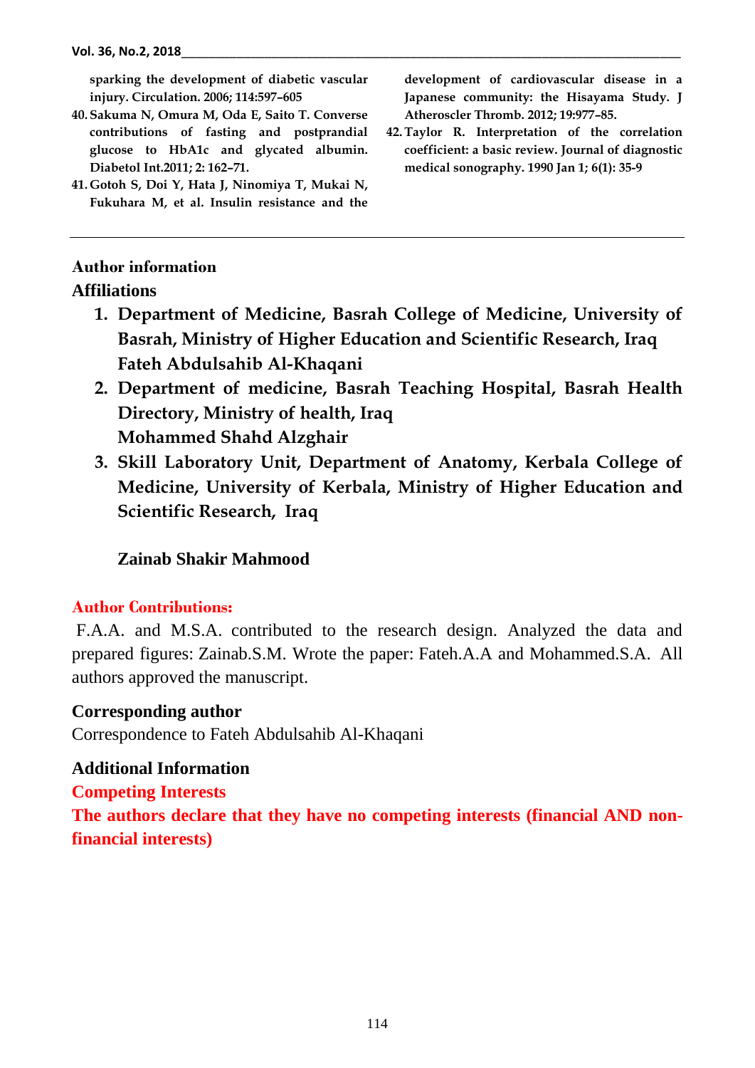sparking the development of diabetic vascular injury. Circulation. 2006; 114:597–605

40. Sakuma N, Omura M, Oda E, Saito T. Converse contributions of fasting and postprandial glucose to HbA1c and glycated albumin. Diabetol Int.2011; 2: 162–71.

41. Gotoh S, Doi Y, Hata J, Ninomiya T, Mukai N, Fukuhara M, et al. Insulin resistance and the development of cardiovascular disease in a Japanese community: the Hisayama Study. J Atheroscler Thromb. 2012; 19:977–85.

42. Taylor R. Interpretation of the correlation coefficient: a basic review. Journal of diagnostic medical sonography. 1990 Jan 1; 6(1): 35-9

---

## Author information

### Affiliations

1. **Department of Medicine, Basrah College of Medicine, University of Basrah, Ministry of Higher Education and Scientific Research, Iraq**
   **Fateh Abdulsahib Al-Khaqani**
2. **Department of medicine, Basrah Teaching Hospital, Basrah Health Directory, Ministry of health, Iraq**
   **Mohammed Shahd Alzghair**
3. **Skill Laboratory Unit, Department of Anatomy, Kerbala College of Medicine, University of Kerbala, Ministry of Higher Education and Scientific Research, Iraq**

   **Zainab Shakir Mahmood**

### Author Contributions:

F.A.A. and M.S.A. contributed to the research design. Analyzed the data and prepared figures: Zainab.S.M. Wrote the paper: Fateh.A.A and Mohammed.S.A. All authors approved the manuscript.

### Corresponding author

Correspondence to Fateh Abdulsahib Al-Khaqani

### Additional Information

**Competing Interests**

**The authors declare that they have no competing interests (financial AND non-financial interests)**